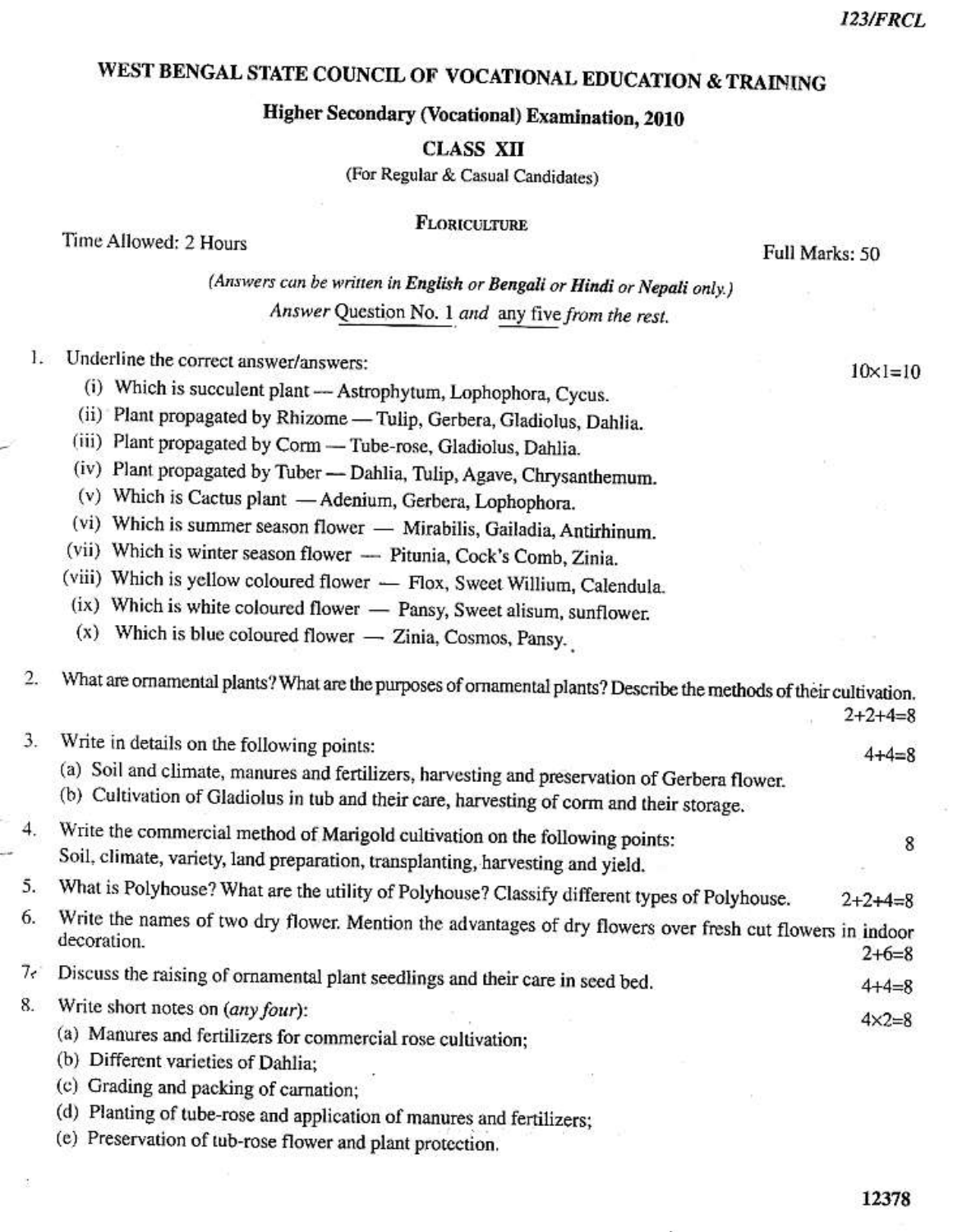123/FRCL

# WEST BENGAL STATE COUNCIL OF VOCATIONAL EDUCATION & TRAINING

## Higher Secondary (Vocational) Examination, 2010

### CLASS XII

(For Regular & Casual Candidates)

### FLORICULTURE

Time Allowed: 2 Hours | Full Marks: 50

*(Answers can be written in **English** or **Bengali** or **Hindi** or **Nepali** only.)*

*Answer* Question No. 1 *and* any five *from the rest.*

1. Underline the correct answer/answers: 10×1=10
   - (i) Which is succulent plant — Astrophytum, Lophophora, Cycus.
   - (ii) Plant propagated by Rhizome — Tulip, Gerbera, Gladiolus, Dahlia.
   - (iii) Plant propagated by Corm — Tube-rose, Gladiolus, Dahlia.
   - (iv) Plant propagated by Tuber — Dahlia, Tulip, Agave, Chrysanthemum.
   - (v) Which is Cactus plant — Adenium, Gerbera, Lophophora.
   - (vi) Which is summer season flower — Mirabilis, Gailadia, Antirhinum.
   - (vii) Which is winter season flower — Pitunia, Cock's Comb, Zinia.
   - (viii) Which is yellow coloured flower — Flox, Sweet Willium, Calendula.
   - (ix) Which is white coloured flower — Pansy, Sweet alisum, sunflower.
   - (x) Which is blue coloured flower — Zinia, Cosmos, Pansy.

2. What are ornamental plants? What are the purposes of ornamental plants? Describe the methods of their cultivation. 2+2+4=8

3. Write in details on the following points: 4+4=8
   - (a) Soil and climate, manures and fertilizers, harvesting and preservation of Gerbera flower.
   - (b) Cultivation of Gladiolus in tub and their care, harvesting of corm and their storage.

4. Write the commercial method of Marigold cultivation on the following points: 8
   Soil, climate, variety, land preparation, transplanting, harvesting and yield.

5. What is Polyhouse? What are the utility of Polyhouse? Classify different types of Polyhouse. 2+2+4=8

6. Write the names of two dry flower. Mention the advantages of dry flowers over fresh cut flowers in indoor decoration. 2+6=8

7. Discuss the raising of ornamental plant seedlings and their care in seed bed. 4+4=8

8. Write short notes on (*any four*): 4×2=8
   - (a) Manures and fertilizers for commercial rose cultivation;
   - (b) Different varieties of Dahlia;
   - (c) Grading and packing of carnation;
   - (d) Planting of tube-rose and application of manures and fertilizers;
   - (e) Preservation of tub-rose flower and plant protection.

12378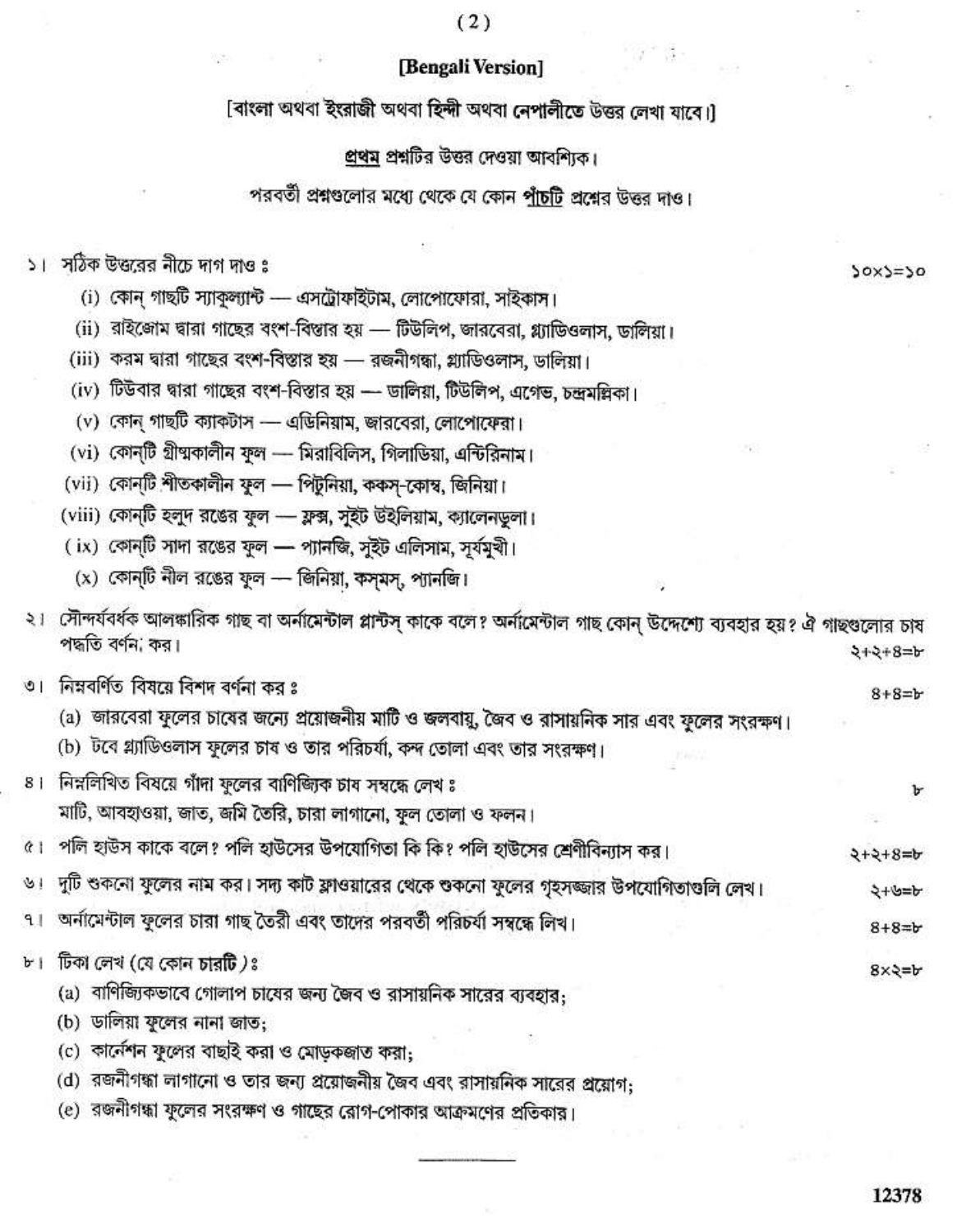## [Bengali Version]

[বাংলা অথবা ইংরাজী অথবা হিন্দী অথবা নেপালীতে উত্তর লেখা যাবে।]

প্রথম প্রশ্নটির উত্তর দেওয়া আবশ্যিক।

পরবর্তী প্রশ্নগুলোর মধ্যে থেকে যে কোন পাঁচটি প্রশ্নের উত্তর দাও।

১। সঠিক উত্তরের নীচে দাগ দাও ঃ　　১০×১=১০

(i) কোন্ গাছটি স্যাকুল্যান্ট — এসট্রোফাইটাম, লোপোফোরা, সাইকাস।

(ii) রাইজোম দ্বারা গাছের বংশ-বিস্তার হয় — টিউলিপ, জারবেরা, গ্ল্যাডিওলাস, ডালিয়া।

(iii) করম দ্বারা গাছের বংশ-বিস্তার হয় — রজনীগন্ধা, গ্ল্যাডিওলাস, ডালিয়া।

(iv) টিউবার দ্বারা গাছের বংশ-বিস্তার হয় — ডালিয়া, টিউলিপ, এগেভ, চন্দ্রমল্লিকা।

(v) কোন্ গাছটি ক্যাকটাস — এডিনিয়াম, জারবেরা, লোপোফেরা।

(vi) কোন্‌টি গ্রীষ্মকালীন ফুল — মিরাবিলিস, গিলাডিয়া, এন্টিরিনাম।

(vii) কোন্‌টি শীতকালীন ফুল — পিটুনিয়া, ককস্-কোম্ব, জিনিয়া।

(viii) কোন্‌টি হলুদ রঙের ফুল — ফ্লক্স, সুইট উইলিয়াম, ক্যালেনডুলা।

(ix) কোন্‌টি সাদা রঙের ফুল — প্যানজি, সুইট এলিসাম, সূর্যমুখী।

(x) কোন্‌টি নীল রঙের ফুল — জিনিয়া, কস্‌মস্, প্যানজি।

২। সৌন্দর্যবর্ধক আলঙ্কারিক গাছ বা অর্নামেন্টাল প্লান্টস্ কাকে বলে? অর্নামেন্টাল গাছ কোন্ উদ্দেশ্যে ব্যবহার হয়? ঐ গাছগুলোর চাষ পদ্ধতি বর্ণনা কর।　　২+২+৪=৮

৩। নিম্নবর্ণিত বিষয়ে বিশদ বর্ণনা কর ঃ　　৪+৪=৮

(a) জারবেরা ফুলের চাষের জন্যে প্রয়োজনীয় মাটি ও জলবায়ু, জৈব ও রাসায়নিক সার এবং ফুলের সংরক্ষণ।

(b) টবে গ্ল্যাডিওলাস ফুলের চাষ ও তার পরিচর্যা, কন্দ তোলা এবং তার সংরক্ষণ।

৪। নিম্নলিখিত বিষয়ে গাঁদা ফুলের বাণিজ্যিক চাষ সম্বন্ধে লেখ ঃ　　৮

মাটি, আবহাওয়া, জাত, জমি তৈরি, চারা লাগানো, ফুল তোলা ও ফলন।

৫। পলি হাউস কাকে বলে? পলি হাউসের উপযোগিতা কি কি? পলি হাউসের শ্রেণীবিন্যাস কর।　　২+২+৪=৮

৬। দুটি শুকনো ফুলের নাম কর। সদ্য কাট ফ্লাওয়ারের থেকে শুকনো ফুলের গৃহসজ্জার উপযোগিতাগুলি লেখ।　　২+৬=৮

৭। অর্নামেন্টাল ফুলের চারা গাছ তৈরী এবং তাদের পরবর্তী পরিচর্যা সম্বন্ধে লিখ।　　৪+৪=৮

৮। টিকা লেখ (যে কোন চারটি) ঃ　　৪×২=৮

(a) বাণিজ্যিকভাবে গোলাপ চাষের জন্য জৈব ও রাসায়নিক সারের ব্যবহার;

(b) ডালিয়া ফুলের নানা জাত;

(c) কার্নেশন ফুলের বাছাই করা ও মোড়কজাত করা;

(d) রজনীগন্ধা লাগানো ও তার জন্য প্রয়োজনীয় জৈব এবং রাসায়নিক সারের প্রয়োগ;

(e) রজনীগন্ধা ফুলের সংরক্ষণ ও গাছের রোগ-পোকার আক্রমণের প্রতিকার।

12378